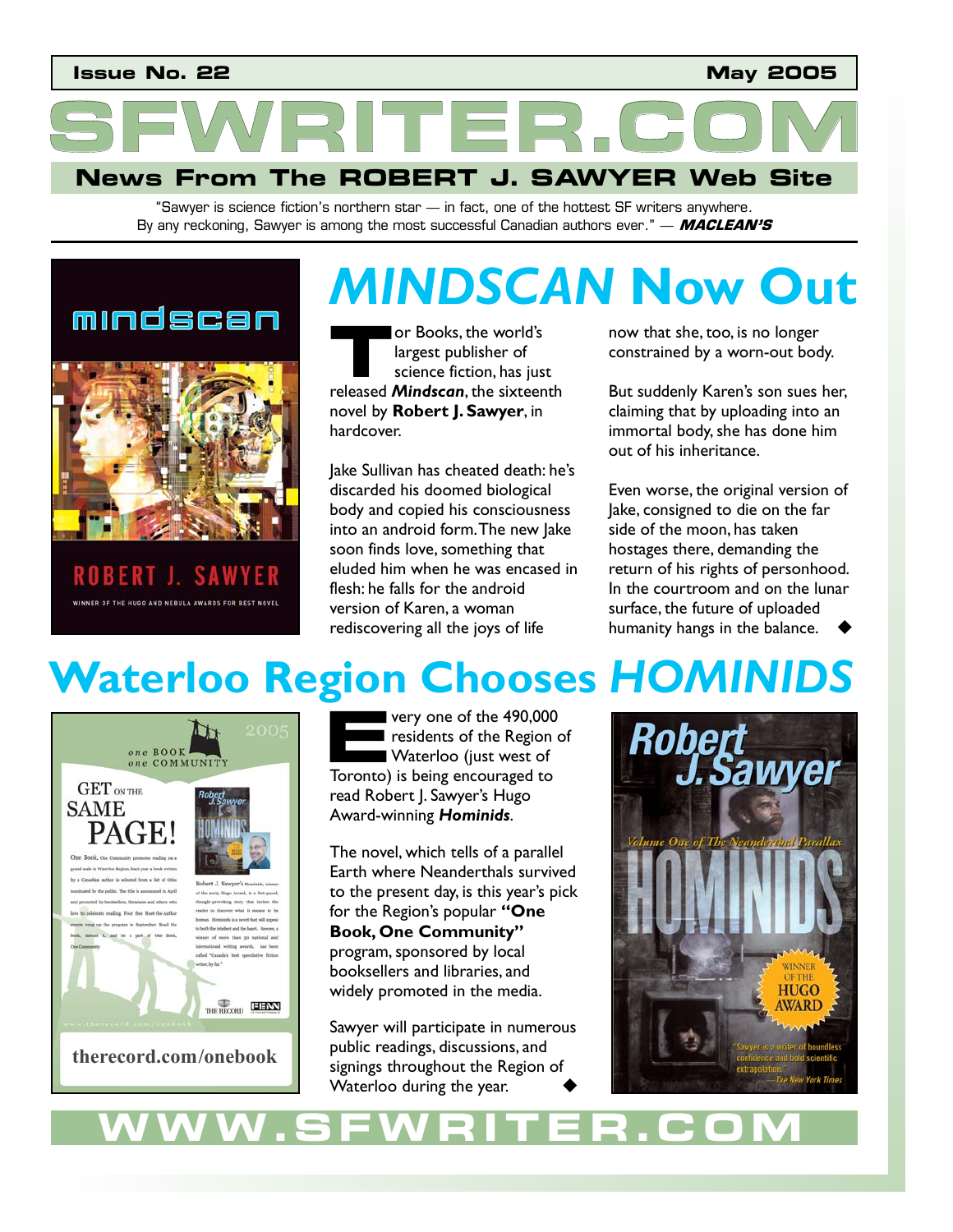Issue No. 22 May 2005

# SFWRITER.COM

## News From The ROBERT J. SAWYER Web Site

"Sawyer is science fiction's northern star — in fact, one of the hottest SF writers anywhere. By any reckoning, Sawyer is among the most successful Canadian authors ever." — ***MACLEAN'S***

# *MINDSCAN* Now Out

Tor Books, the world's largest publisher of science fiction, has just released ***Mindscan***, the sixteenth novel by **Robert J. Sawyer**, in hardcover.

Jake Sullivan has cheated death: he's discarded his doomed biological body and copied his consciousness into an android form. The new Jake soon finds love, something that eluded him when he was encased in flesh: he falls for the android version of Karen, a woman rediscovering all the joys of life now that she, too, is no longer constrained by a worn-out body.

But suddenly Karen's son sues her, claiming that by uploading into an immortal body, she has done him out of his inheritance.

Even worse, the original version of Jake, consigned to die on the far side of the moon, has taken hostages there, demanding the return of his rights of personhood. In the courtroom and on the lunar surface, the future of uploaded humanity hangs in the balance. ◆

# Waterloo Region Chooses *HOMINIDS*

Every one of the 490,000 residents of the Region of Waterloo (just west of Toronto) is being encouraged to read Robert J. Sawyer's Hugo Award-winning ***Hominids***.

The novel, which tells of a parallel Earth where Neanderthals survived to the present day, is this year's pick for the Region's popular **"One Book, One Community"** program, sponsored by local booksellers and libraries, and widely promoted in the media.

Sawyer will participate in numerous public readings, discussions, and signings throughout the Region of Waterloo during the year. ◆

WWW.SFWRITER.COM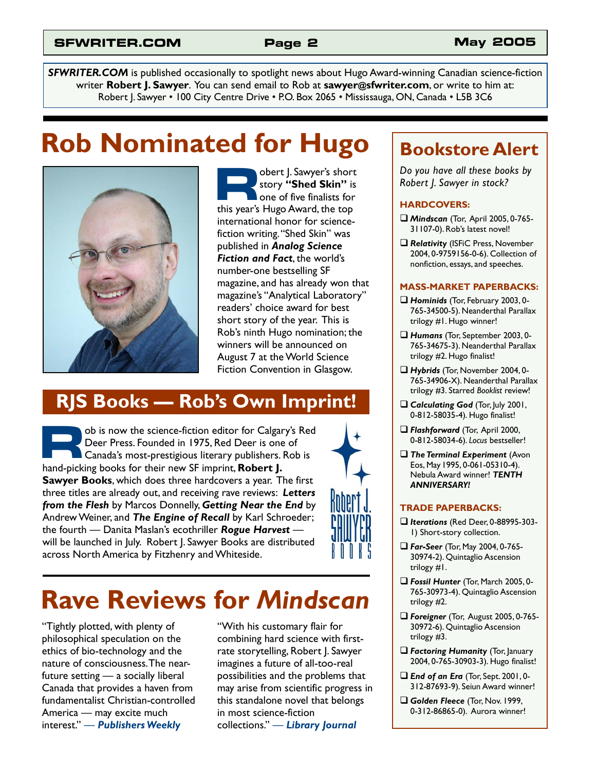***SFWRITER.COM*** is published occasionally to spotlight news about Hugo Award-winning Canadian science-fiction writer **Robert J. Sawyer**. You can send email to Rob at **sawyer@sfwriter.com**, or write to him at: Robert J. Sawyer • 100 City Centre Drive • P.O. Box 2065 • Mississauga, ON, Canada • L5B 3C6

# Rob Nominated for Hugo

Robert J. Sawyer's short story **"Shed Skin"** is one of five finalists for this year's Hugo Award, the top international honor for science-fiction writing. "Shed Skin" was published in ***Analog Science Fiction and Fact***, the world's number-one bestselling SF magazine, and has already won that magazine's "Analytical Laboratory" readers' choice award for best short story of the year. This is Rob's ninth Hugo nomination; the winners will be announced on August 7 at the World Science Fiction Convention in Glasgow.

## RJS Books — Rob's Own Imprint!

Rob is now the science-fiction editor for Calgary's Red Deer Press. Founded in 1975, Red Deer is one of Canada's most-prestigious literary publishers. Rob is hand-picking books for their new SF imprint, **Robert J. Sawyer Books**, which does three hardcovers a year. The first three titles are already out, and receiving rave reviews: ***Letters from the Flesh*** by Marcos Donnelly, ***Getting Near the End*** by Andrew Weiner, and ***The Engine of Recall*** by Karl Schroeder; the fourth — Danita Maslan's ecothriller ***Rogue Harvest*** — will be launched in July. Robert J. Sawyer Books are distributed across North America by Fitzhenry and Whiteside.

Robert J. Sawyer Books

# Rave Reviews for *Mindscan*

"Tightly plotted, with plenty of philosophical speculation on the ethics of bio-technology and the nature of consciousness. The near-future setting — a socially liberal Canada that provides a haven from fundamentalist Christian-controlled America — may excite much interest." — ***Publishers Weekly***

"With his customary flair for combining hard science with first-rate storytelling, Robert J. Sawyer imagines a future of all-too-real possibilities and the problems that may arise from scientific progress in this standalone novel that belongs in most science-fiction collections." — ***Library Journal***

## Bookstore Alert

*Do you have all these books by Robert J. Sawyer in stock?*

### HARDCOVERS:

- ❑ ***Mindscan*** (Tor, April 2005, 0-765-31107-0). Rob's latest novel!
- ❑ ***Relativity*** (ISFiC Press, November 2004, 0-9759156-0-6). Collection of nonfiction, essays, and speeches.

### MASS-MARKET PAPERBACKS:

- ❑ ***Hominids*** (Tor, February 2003, 0-765-34500-5). Neanderthal Parallax trilogy #1. Hugo winner!
- ❑ ***Humans*** (Tor, September 2003, 0-765-34675-3). Neanderthal Parallax trilogy #2. Hugo finalist!
- ❑ ***Hybrids*** (Tor, November 2004, 0-765-34906-X). Neanderthal Parallax trilogy #3. Starred *Booklist* review!
- ❑ ***Calculating God*** (Tor, July 2001, 0-812-58035-4). Hugo finalist!
- ❑ ***Flashforward*** (Tor, April 2000, 0-812-58034-6). *Locus* bestseller!
- ❑ ***The Terminal Experiment*** (Avon Eos, May 1995, 0-061-05310-4). Nebula Award winner! ***TENTH ANNIVERSARY!***

### TRADE PAPERBACKS:

- ❑ ***Iterations*** (Red Deer, 0-88995-303-1) Short-story collection.
- ❑ ***Far-Seer*** (Tor, May 2004, 0-765-30974-2). Quintaglio Ascension trilogy #1.
- ❑ ***Fossil Hunter*** (Tor, March 2005, 0-765-30973-4). Quintaglio Ascension trilogy #2.
- ❑ ***Foreigner*** (Tor, August 2005, 0-765-30972-6). Quintaglio Ascension trilogy #3.
- ❑ ***Factoring Humanity*** (Tor, January 2004, 0-765-30903-3). Hugo finalist!
- ❑ ***End of an Era*** (Tor, Sept. 2001, 0-312-87693-9). Seiun Award winner!
- ❑ ***Golden Fleece*** (Tor, Nov. 1999, 0-312-86865-0). Aurora winner!